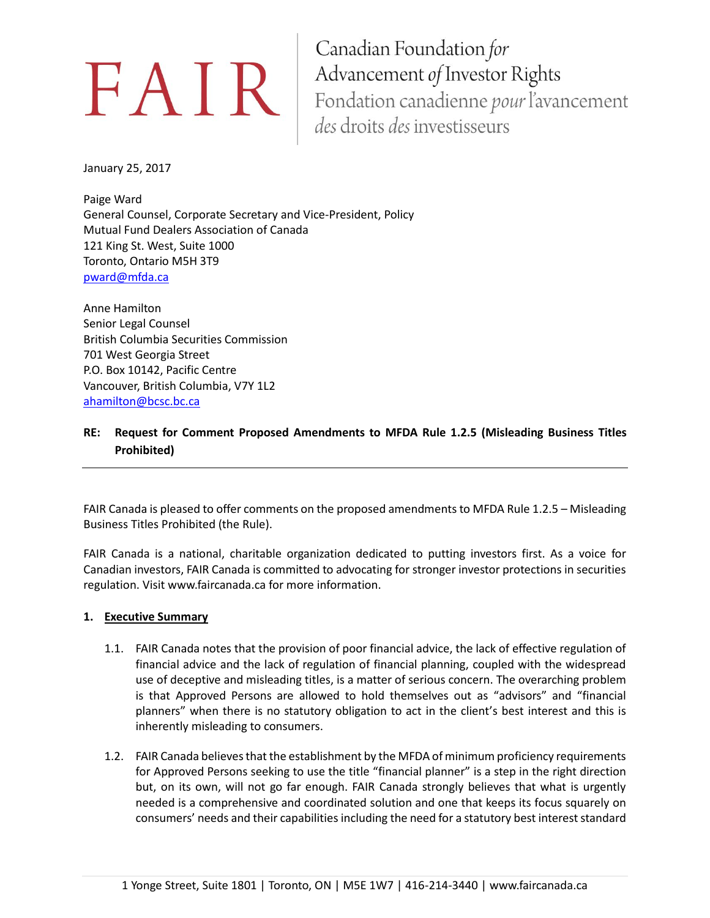FAIR

Canadian Foundation *for* Advancement *of* Investor Rights
Fondation canadienne *pour* l'avancement *des* droits *des* investisseurs

January 25, 2017

Paige Ward
General Counsel, Corporate Secretary and Vice-President, Policy
Mutual Fund Dealers Association of Canada
121 King St. West, Suite 1000
Toronto, Ontario M5H 3T9
pward@mfda.ca

Anne Hamilton
Senior Legal Counsel
British Columbia Securities Commission
701 West Georgia Street
P.O. Box 10142, Pacific Centre
Vancouver, British Columbia, V7Y 1L2
ahamilton@bcsc.bc.ca

**RE: Request for Comment Proposed Amendments to MFDA Rule 1.2.5 (Misleading Business Titles Prohibited)**

---

FAIR Canada is pleased to offer comments on the proposed amendments to MFDA Rule 1.2.5 – Misleading Business Titles Prohibited (the Rule).

FAIR Canada is a national, charitable organization dedicated to putting investors first. As a voice for Canadian investors, FAIR Canada is committed to advocating for stronger investor protections in securities regulation. Visit www.faircanada.ca for more information.

## 1. Executive Summary

1.1. FAIR Canada notes that the provision of poor financial advice, the lack of effective regulation of financial advice and the lack of regulation of financial planning, coupled with the widespread use of deceptive and misleading titles, is a matter of serious concern. The overarching problem is that Approved Persons are allowed to hold themselves out as "advisors" and "financial planners" when there is no statutory obligation to act in the client's best interest and this is inherently misleading to consumers.

1.2. FAIR Canada believes that the establishment by the MFDA of minimum proficiency requirements for Approved Persons seeking to use the title "financial planner" is a step in the right direction but, on its own, will not go far enough. FAIR Canada strongly believes that what is urgently needed is a comprehensive and coordinated solution and one that keeps its focus squarely on consumers' needs and their capabilities including the need for a statutory best interest standard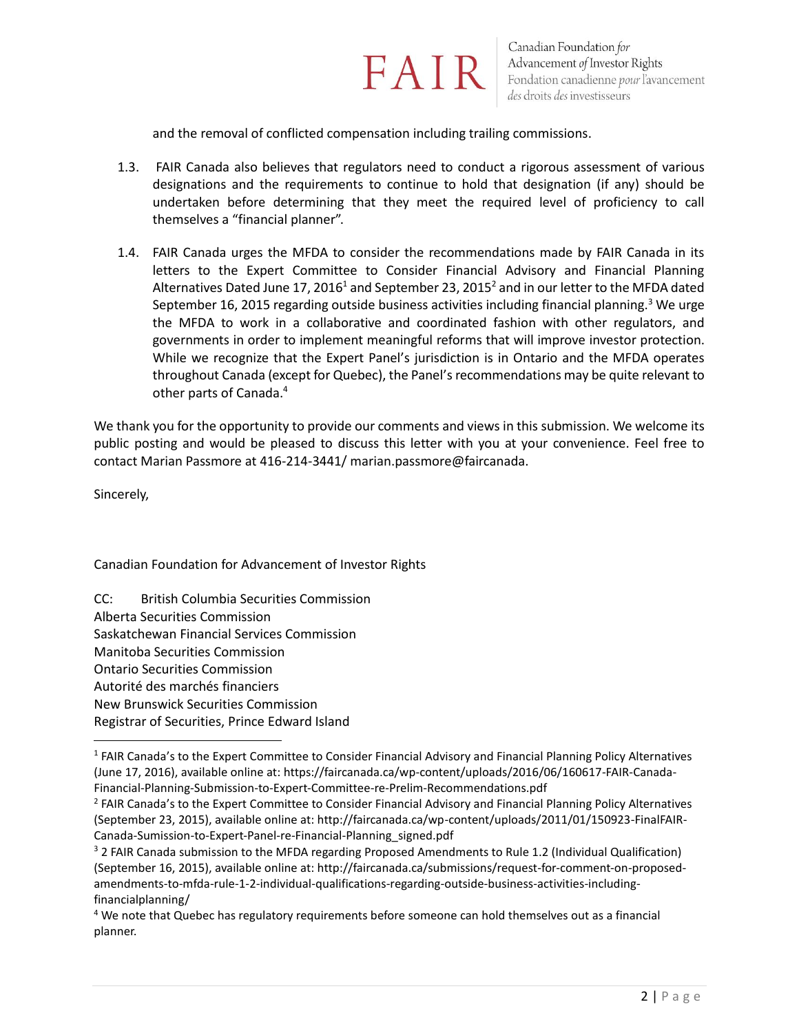and the removal of conflicted compensation including trailing commissions.

1.3. FAIR Canada also believes that regulators need to conduct a rigorous assessment of various designations and the requirements to continue to hold that designation (if any) should be undertaken before determining that they meet the required level of proficiency to call themselves a "financial planner".

1.4. FAIR Canada urges the MFDA to consider the recommendations made by FAIR Canada in its letters to the Expert Committee to Consider Financial Advisory and Financial Planning Alternatives Dated June 17, 2016[1] and September 23, 2015[2] and in our letter to the MFDA dated September 16, 2015 regarding outside business activities including financial planning.[3] We urge the MFDA to work in a collaborative and coordinated fashion with other regulators, and governments in order to implement meaningful reforms that will improve investor protection. While we recognize that the Expert Panel's jurisdiction is in Ontario and the MFDA operates throughout Canada (except for Quebec), the Panel's recommendations may be quite relevant to other parts of Canada.[4]

We thank you for the opportunity to provide our comments and views in this submission. We welcome its public posting and would be pleased to discuss this letter with you at your convenience. Feel free to contact Marian Passmore at 416-214-3441/ marian.passmore@faircanada.

Sincerely,

Canadian Foundation for Advancement of Investor Rights

CC: British Columbia Securities Commission
Alberta Securities Commission
Saskatchewan Financial Services Commission
Manitoba Securities Commission
Ontario Securities Commission
Autorité des marchés financiers
New Brunswick Securities Commission
Registrar of Securities, Prince Edward Island

---

[1] FAIR Canada's to the Expert Committee to Consider Financial Advisory and Financial Planning Policy Alternatives (June 17, 2016), available online at: https://faircanada.ca/wp-content/uploads/2016/06/160617-FAIR-Canada-Financial-Planning-Submission-to-Expert-Committee-re-Prelim-Recommendations.pdf

[2] FAIR Canada's to the Expert Committee to Consider Financial Advisory and Financial Planning Policy Alternatives (September 23, 2015), available online at: http://faircanada.ca/wp-content/uploads/2011/01/150923-FinalFAIR-Canada-Sumission-to-Expert-Panel-re-Financial-Planning_signed.pdf

[3] 2 FAIR Canada submission to the MFDA regarding Proposed Amendments to Rule 1.2 (Individual Qualification) (September 16, 2015), available online at: http://faircanada.ca/submissions/request-for-comment-on-proposed-amendments-to-mfda-rule-1-2-individual-qualifications-regarding-outside-business-activities-including-financialplanning/

[4] We note that Quebec has regulatory requirements before someone can hold themselves out as a financial planner.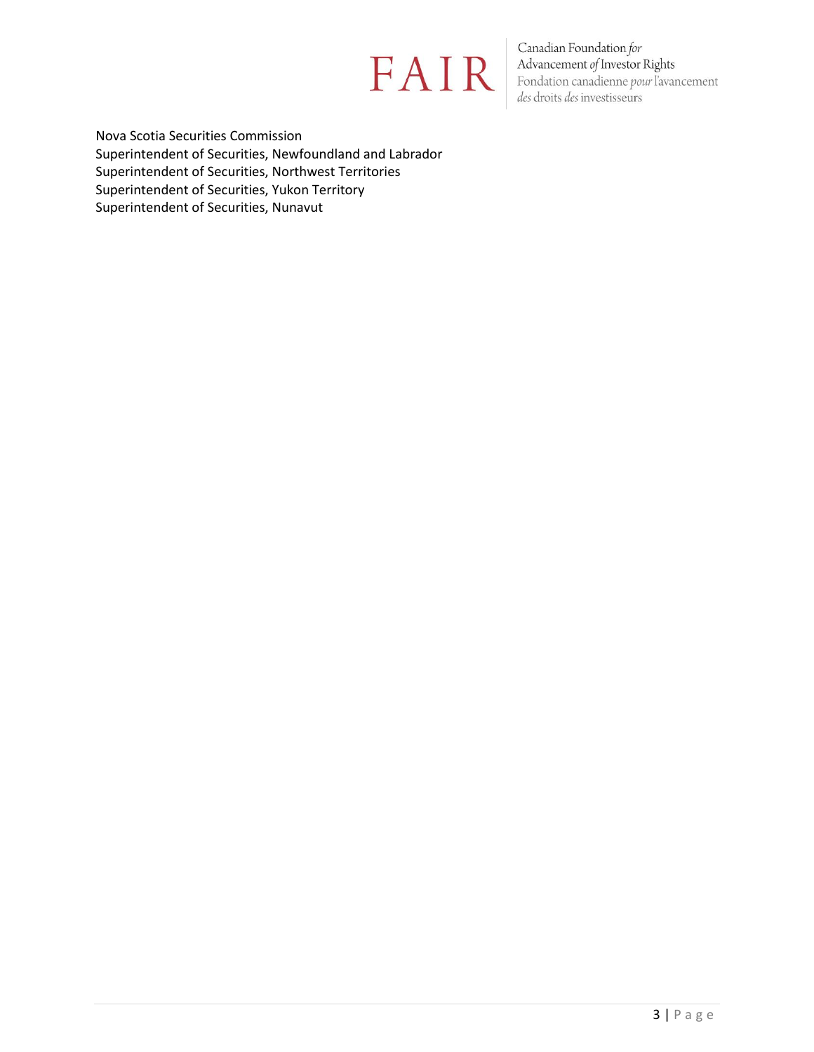Nova Scotia Securities Commission
Superintendent of Securities, Newfoundland and Labrador
Superintendent of Securities, Northwest Territories
Superintendent of Securities, Yukon Territory
Superintendent of Securities, Nunavut